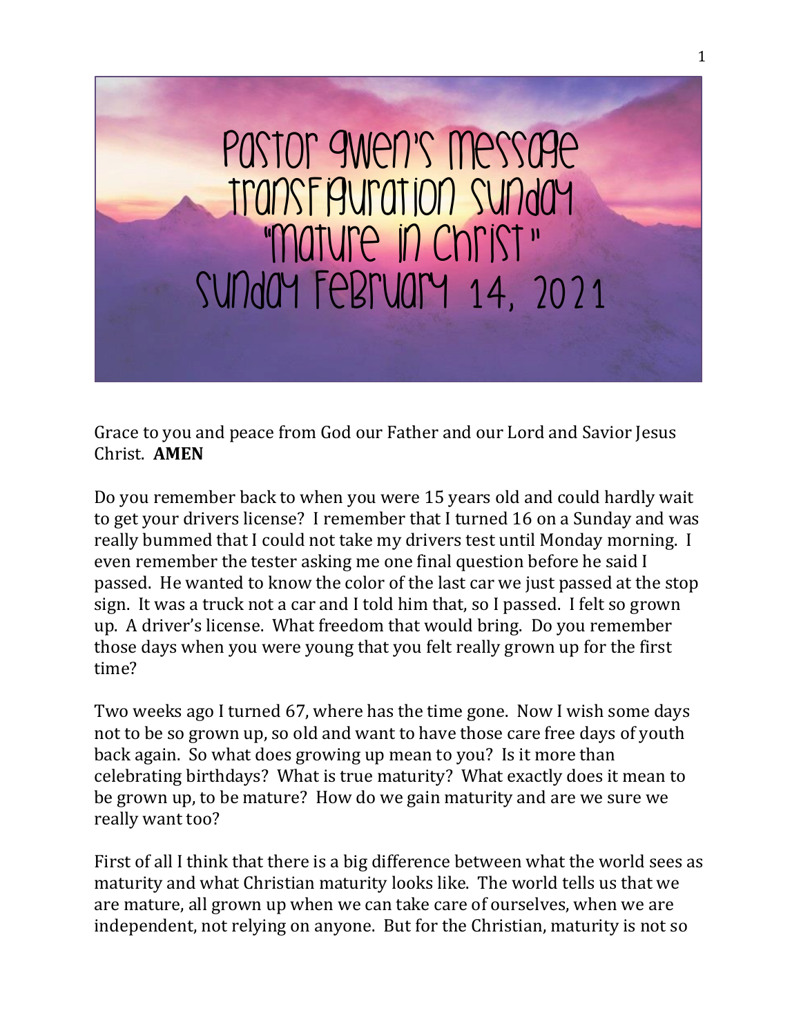# Pastor Gwen's Message
# Transfiguration Sunday
# "Mature in Christ"
# Sunday February 14, 2021

Grace to you and peace from God our Father and our Lord and Savior Jesus Christ. **AMEN**

Do you remember back to when you were 15 years old and could hardly wait to get your drivers license? I remember that I turned 16 on a Sunday and was really bummed that I could not take my drivers test until Monday morning. I even remember the tester asking me one final question before he said I passed. He wanted to know the color of the last car we just passed at the stop sign. It was a truck not a car and I told him that, so I passed. I felt so grown up. A driver's license. What freedom that would bring. Do you remember those days when you were young that you felt really grown up for the first time?

Two weeks ago I turned 67, where has the time gone. Now I wish some days not to be so grown up, so old and want to have those care free days of youth back again. So what does growing up mean to you? Is it more than celebrating birthdays? What is true maturity? What exactly does it mean to be grown up, to be mature? How do we gain maturity and are we sure we really want too?

First of all I think that there is a big difference between what the world sees as maturity and what Christian maturity looks like. The world tells us that we are mature, all grown up when we can take care of ourselves, when we are independent, not relying on anyone. But for the Christian, maturity is not so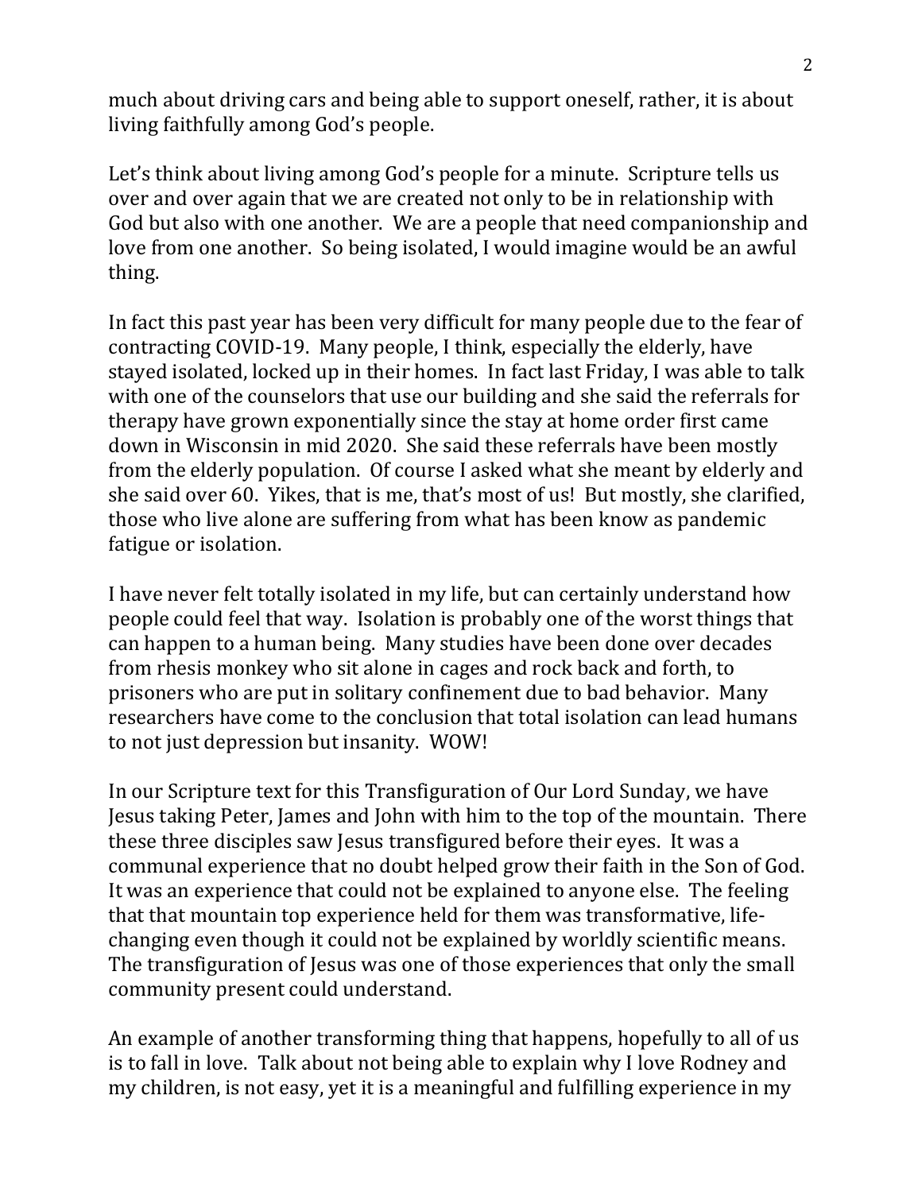much about driving cars and being able to support oneself, rather, it is about living faithfully among God's people.

Let's think about living among God's people for a minute. Scripture tells us over and over again that we are created not only to be in relationship with God but also with one another. We are a people that need companionship and love from one another. So being isolated, I would imagine would be an awful thing.

In fact this past year has been very difficult for many people due to the fear of contracting COVID-19. Many people, I think, especially the elderly, have stayed isolated, locked up in their homes. In fact last Friday, I was able to talk with one of the counselors that use our building and she said the referrals for therapy have grown exponentially since the stay at home order first came down in Wisconsin in mid 2020. She said these referrals have been mostly from the elderly population. Of course I asked what she meant by elderly and she said over 60. Yikes, that is me, that's most of us! But mostly, she clarified, those who live alone are suffering from what has been know as pandemic fatigue or isolation.

I have never felt totally isolated in my life, but can certainly understand how people could feel that way. Isolation is probably one of the worst things that can happen to a human being. Many studies have been done over decades from rhesis monkey who sit alone in cages and rock back and forth, to prisoners who are put in solitary confinement due to bad behavior. Many researchers have come to the conclusion that total isolation can lead humans to not just depression but insanity. WOW!

In our Scripture text for this Transfiguration of Our Lord Sunday, we have Jesus taking Peter, James and John with him to the top of the mountain. There these three disciples saw Jesus transfigured before their eyes. It was a communal experience that no doubt helped grow their faith in the Son of God. It was an experience that could not be explained to anyone else. The feeling that that mountain top experience held for them was transformative, life-changing even though it could not be explained by worldly scientific means. The transfiguration of Jesus was one of those experiences that only the small community present could understand.

An example of another transforming thing that happens, hopefully to all of us is to fall in love. Talk about not being able to explain why I love Rodney and my children, is not easy, yet it is a meaningful and fulfilling experience in my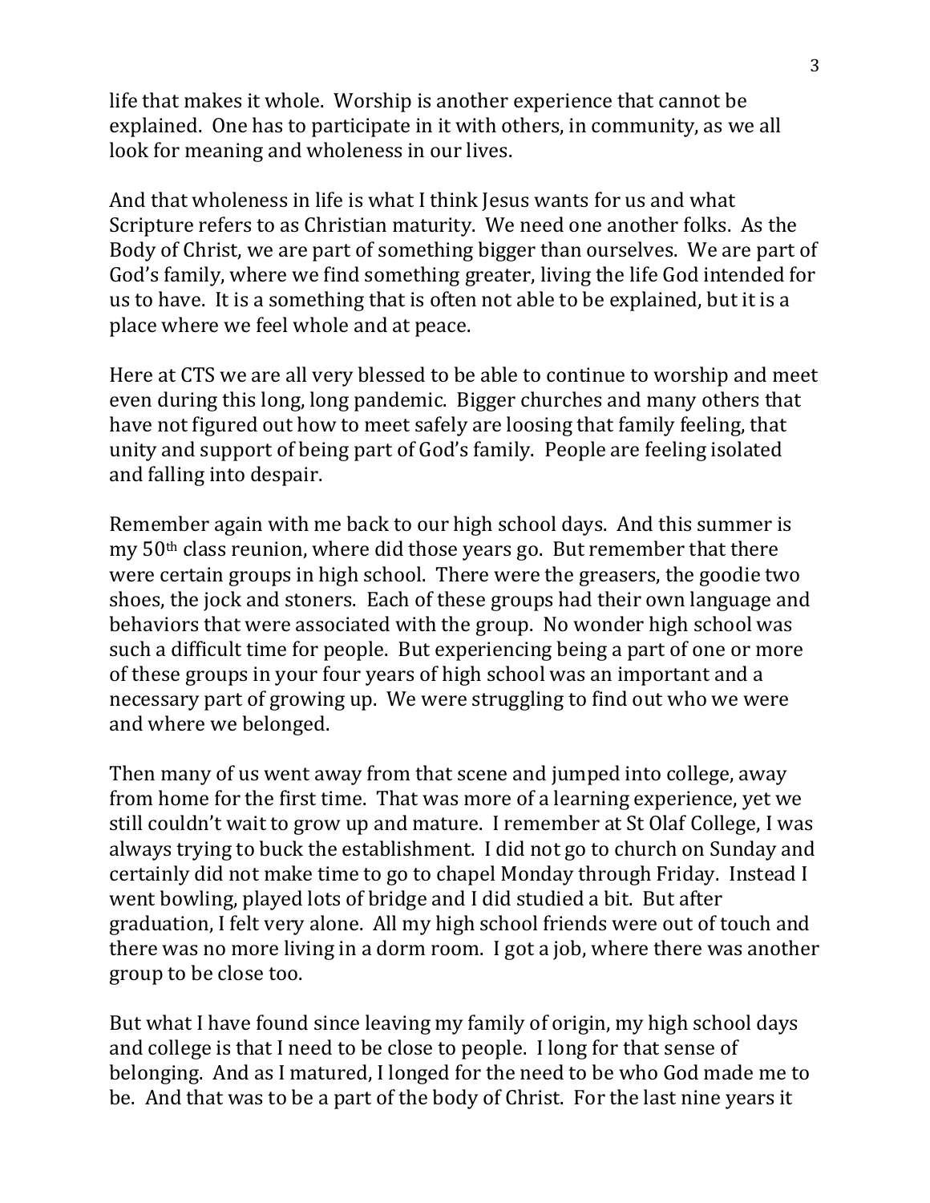life that makes it whole. Worship is another experience that cannot be explained. One has to participate in it with others, in community, as we all look for meaning and wholeness in our lives.

And that wholeness in life is what I think Jesus wants for us and what Scripture refers to as Christian maturity. We need one another folks. As the Body of Christ, we are part of something bigger than ourselves. We are part of God's family, where we find something greater, living the life God intended for us to have. It is a something that is often not able to be explained, but it is a place where we feel whole and at peace.

Here at CTS we are all very blessed to be able to continue to worship and meet even during this long, long pandemic. Bigger churches and many others that have not figured out how to meet safely are loosing that family feeling, that unity and support of being part of God's family. People are feeling isolated and falling into despair.

Remember again with me back to our high school days. And this summer is my 50th class reunion, where did those years go. But remember that there were certain groups in high school. There were the greasers, the goodie two shoes, the jock and stoners. Each of these groups had their own language and behaviors that were associated with the group. No wonder high school was such a difficult time for people. But experiencing being a part of one or more of these groups in your four years of high school was an important and a necessary part of growing up. We were struggling to find out who we were and where we belonged.

Then many of us went away from that scene and jumped into college, away from home for the first time. That was more of a learning experience, yet we still couldn't wait to grow up and mature. I remember at St Olaf College, I was always trying to buck the establishment. I did not go to church on Sunday and certainly did not make time to go to chapel Monday through Friday. Instead I went bowling, played lots of bridge and I did studied a bit. But after graduation, I felt very alone. All my high school friends were out of touch and there was no more living in a dorm room. I got a job, where there was another group to be close too.

But what I have found since leaving my family of origin, my high school days and college is that I need to be close to people. I long for that sense of belonging. And as I matured, I longed for the need to be who God made me to be. And that was to be a part of the body of Christ. For the last nine years it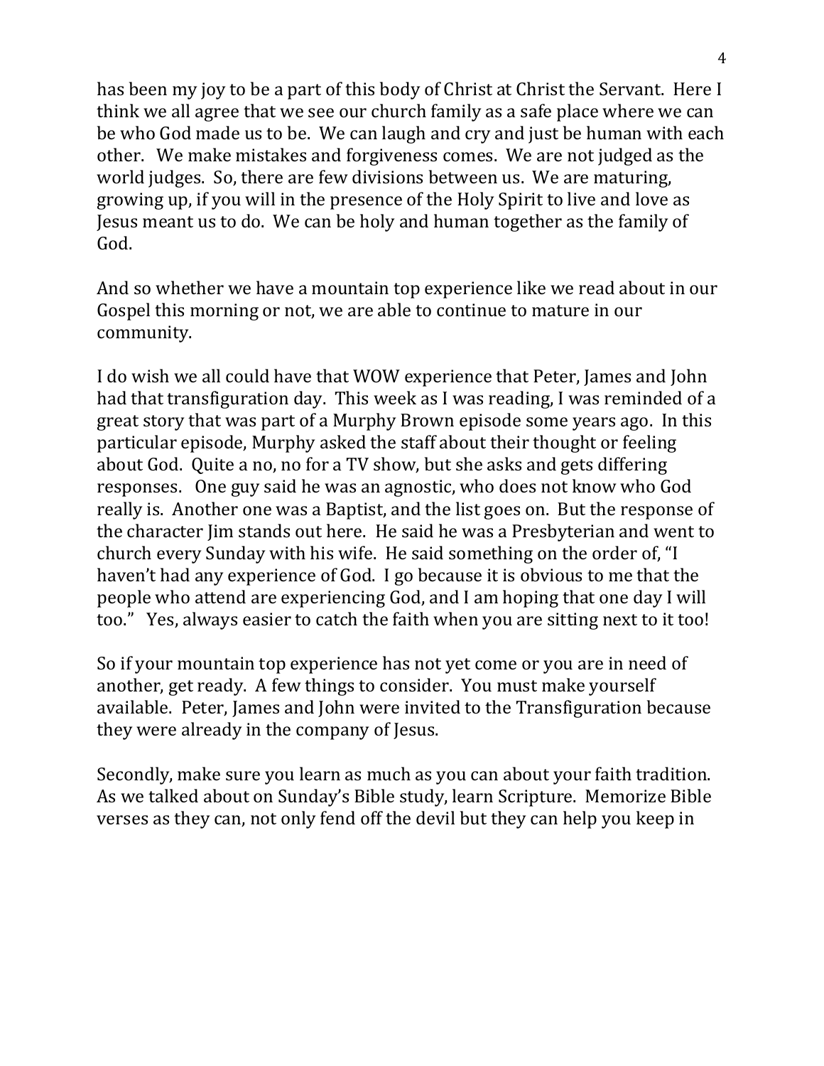has been my joy to be a part of this body of Christ at Christ the Servant. Here I think we all agree that we see our church family as a safe place where we can be who God made us to be. We can laugh and cry and just be human with each other. We make mistakes and forgiveness comes. We are not judged as the world judges. So, there are few divisions between us. We are maturing, growing up, if you will in the presence of the Holy Spirit to live and love as Jesus meant us to do. We can be holy and human together as the family of God.

And so whether we have a mountain top experience like we read about in our Gospel this morning or not, we are able to continue to mature in our community.

I do wish we all could have that WOW experience that Peter, James and John had that transfiguration day. This week as I was reading, I was reminded of a great story that was part of a Murphy Brown episode some years ago. In this particular episode, Murphy asked the staff about their thought or feeling about God. Quite a no, no for a TV show, but she asks and gets differing responses. One guy said he was an agnostic, who does not know who God really is. Another one was a Baptist, and the list goes on. But the response of the character Jim stands out here. He said he was a Presbyterian and went to church every Sunday with his wife. He said something on the order of, "I haven't had any experience of God. I go because it is obvious to me that the people who attend are experiencing God, and I am hoping that one day I will too." Yes, always easier to catch the faith when you are sitting next to it too!

So if your mountain top experience has not yet come or you are in need of another, get ready. A few things to consider. You must make yourself available. Peter, James and John were invited to the Transfiguration because they were already in the company of Jesus.

Secondly, make sure you learn as much as you can about your faith tradition. As we talked about on Sunday's Bible study, learn Scripture. Memorize Bible verses as they can, not only fend off the devil but they can help you keep in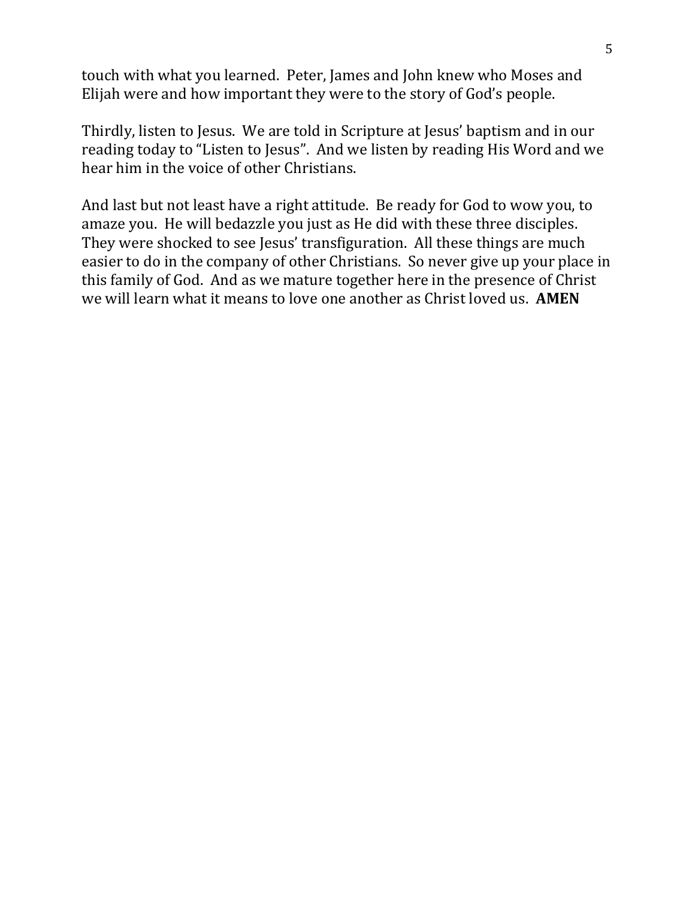touch with what you learned. Peter, James and John knew who Moses and Elijah were and how important they were to the story of God's people.

Thirdly, listen to Jesus. We are told in Scripture at Jesus' baptism and in our reading today to "Listen to Jesus". And we listen by reading His Word and we hear him in the voice of other Christians.

And last but not least have a right attitude. Be ready for God to wow you, to amaze you. He will bedazzle you just as He did with these three disciples. They were shocked to see Jesus' transfiguration. All these things are much easier to do in the company of other Christians. So never give up your place in this family of God. And as we mature together here in the presence of Christ we will learn what it means to love one another as Christ loved us. **AMEN**